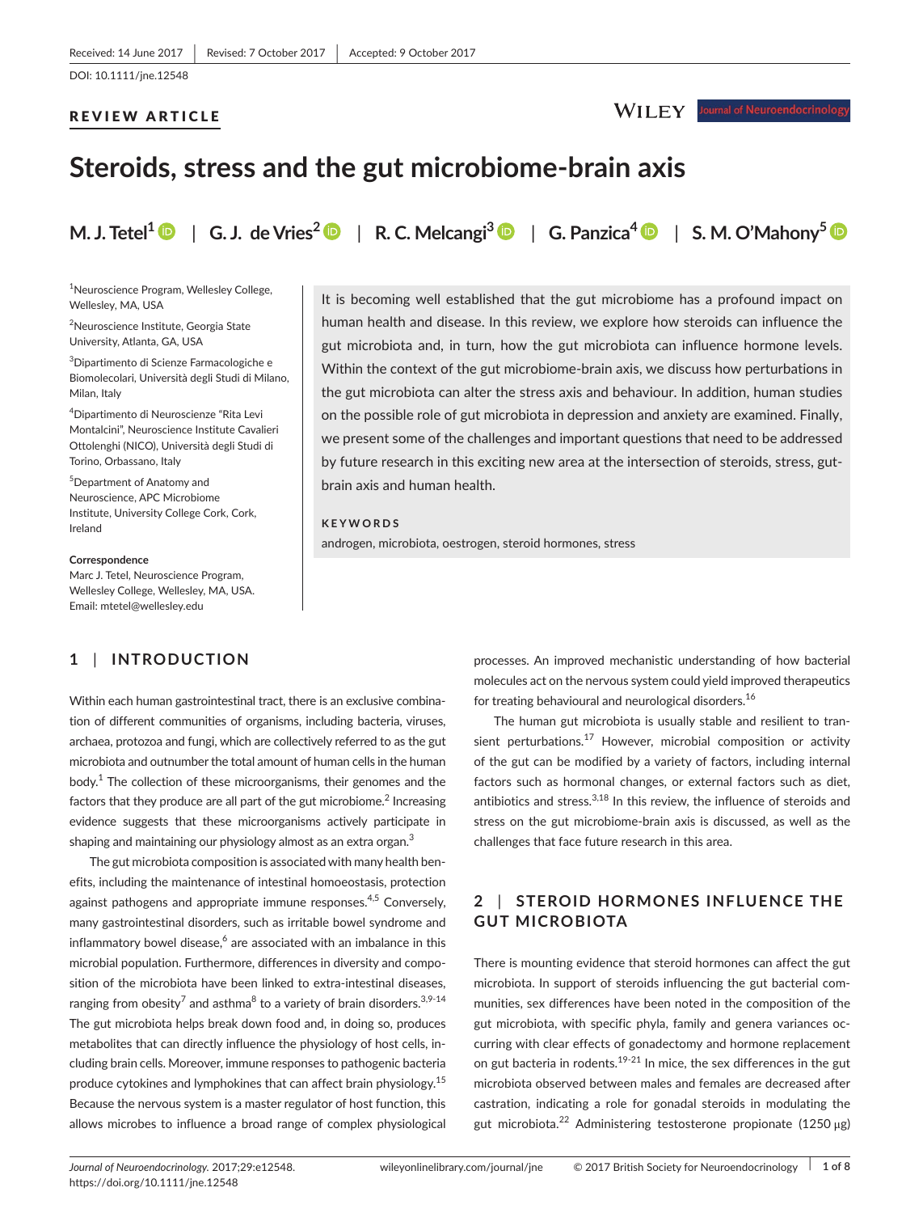Received: 14 June 2017 | Revised: 7 October 2017 | Accepted: 9 October 2017

DOI: 10.1111/jne.12548

**REVIEW ARTICLE**

# Steroids, stress and the gut microbiome-brain axis

**M. J. Tetel[1] | G. J. de Vries[2] | R. C. Melcangi[3] | G. Panzica[4] | S. M. O'Mahony[5]**

[1]Neuroscience Program, Wellesley College, Wellesley, MA, USA

[2]Neuroscience Institute, Georgia State University, Atlanta, GA, USA

[3]Dipartimento di Scienze Farmacologiche e Biomolecolari, Università degli Studi di Milano, Milan, Italy

[4]Dipartimento di Neuroscienze "Rita Levi Montalcini", Neuroscience Institute Cavalieri Ottolenghi (NICO), Università degli Studi di Torino, Orbassano, Italy

[5]Department of Anatomy and Neuroscience, APC Microbiome Institute, University College Cork, Cork, Ireland

**Correspondence**
Marc J. Tetel, Neuroscience Program, Wellesley College, Wellesley, MA, USA.
Email: mtetel@wellesley.edu

It is becoming well established that the gut microbiome has a profound impact on human health and disease. In this review, we explore how steroids can influence the gut microbiota and, in turn, how the gut microbiota can influence hormone levels. Within the context of the gut microbiome-brain axis, we discuss how perturbations in the gut microbiota can alter the stress axis and behaviour. In addition, human studies on the possible role of gut microbiota in depression and anxiety are examined. Finally, we present some of the challenges and important questions that need to be addressed by future research in this exciting new area at the intersection of steroids, stress, gut-brain axis and human health.

**KEYWORDS**

androgen, microbiota, oestrogen, steroid hormones, stress

## 1 | INTRODUCTION

Within each human gastrointestinal tract, there is an exclusive combination of different communities of organisms, including bacteria, viruses, archaea, protozoa and fungi, which are collectively referred to as the gut microbiota and outnumber the total amount of human cells in the human body.[1] The collection of these microorganisms, their genomes and the factors that they produce are all part of the gut microbiome.[2] Increasing evidence suggests that these microorganisms actively participate in shaping and maintaining our physiology almost as an extra organ.[3]

The gut microbiota composition is associated with many health benefits, including the maintenance of intestinal homoeostasis, protection against pathogens and appropriate immune responses.[4,5] Conversely, many gastrointestinal disorders, such as irritable bowel syndrome and inflammatory bowel disease,[6] are associated with an imbalance in this microbial population. Furthermore, differences in diversity and composition of the microbiota have been linked to extra-intestinal diseases, ranging from obesity[7] and asthma[8] to a variety of brain disorders.[3,9-14] The gut microbiota helps break down food and, in doing so, produces metabolites that can directly influence the physiology of host cells, including brain cells. Moreover, immune responses to pathogenic bacteria produce cytokines and lymphokines that can affect brain physiology.[15] Because the nervous system is a master regulator of host function, this allows microbes to influence a broad range of complex physiological processes. An improved mechanistic understanding of how bacterial molecules act on the nervous system could yield improved therapeutics for treating behavioural and neurological disorders.[16]

The human gut microbiota is usually stable and resilient to transient perturbations.[17] However, microbial composition or activity of the gut can be modified by a variety of factors, including internal factors such as hormonal changes, or external factors such as diet, antibiotics and stress.[3,18] In this review, the influence of steroids and stress on the gut microbiome-brain axis is discussed, as well as the challenges that face future research in this area.

## 2 | STEROID HORMONES INFLUENCE THE GUT MICROBIOTA

There is mounting evidence that steroid hormones can affect the gut microbiota. In support of steroids influencing the gut bacterial communities, sex differences have been noted in the composition of the gut microbiota, with specific phyla, family and genera variances occurring with clear effects of gonadectomy and hormone replacement on gut bacteria in rodents.[19-21] In mice, the sex differences in the gut microbiota observed between males and females are decreased after castration, indicating a role for gonadal steroids in modulating the gut microbiota.[22] Administering testosterone propionate (1250 μg)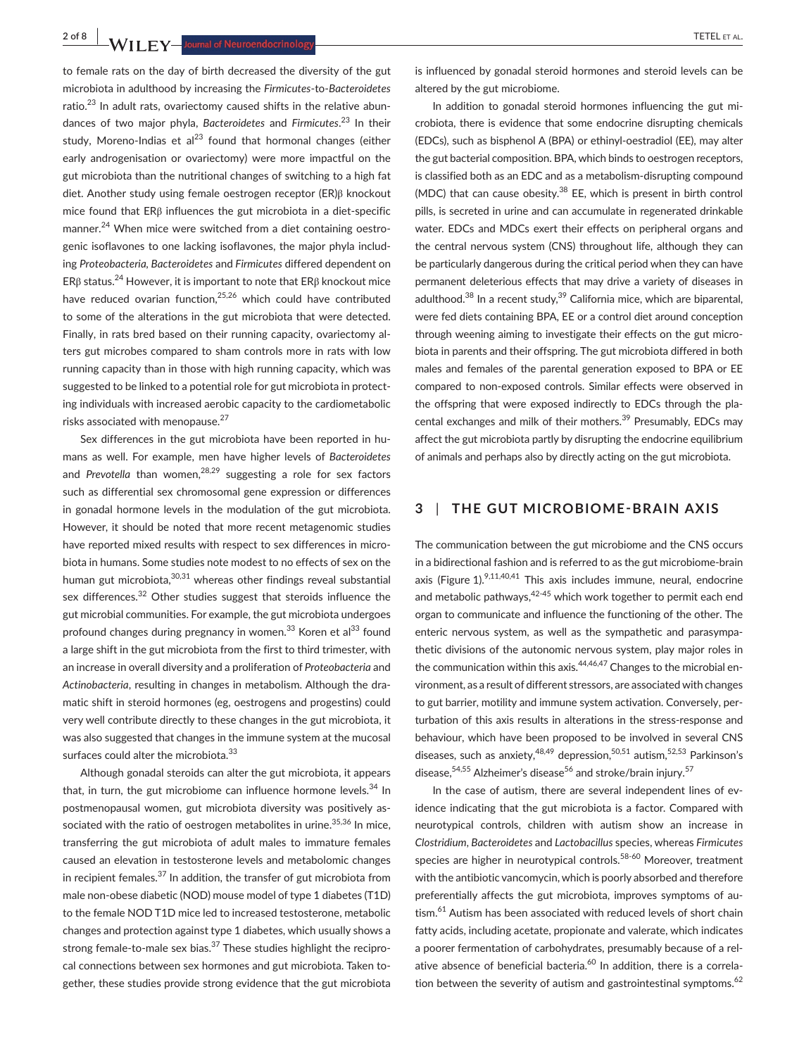to female rats on the day of birth decreased the diversity of the gut microbiota in adulthood by increasing the *Firmicutes*-to-*Bacteroidetes* ratio.[23] In adult rats, ovariectomy caused shifts in the relative abundances of two major phyla, *Bacteroidetes* and *Firmicutes*.[23] In their study, Moreno-Indias et al[23] found that hormonal changes (either early androgenisation or ovariectomy) were more impactful on the gut microbiota than the nutritional changes of switching to a high fat diet. Another study using female oestrogen receptor (ER)β knockout mice found that ERβ influences the gut microbiota in a diet-specific manner.[24] When mice were switched from a diet containing oestrogenic isoflavones to one lacking isoflavones, the major phyla including *Proteobacteria*, *Bacteroidetes* and *Firmicutes* differed dependent on ERβ status.[24] However, it is important to note that ERβ knockout mice have reduced ovarian function,[25,26] which could have contributed to some of the alterations in the gut microbiota that were detected. Finally, in rats bred based on their running capacity, ovariectomy alters gut microbes compared to sham controls more in rats with low running capacity than in those with high running capacity, which was suggested to be linked to a potential role for gut microbiota in protecting individuals with increased aerobic capacity to the cardiometabolic risks associated with menopause.[27]

Sex differences in the gut microbiota have been reported in humans as well. For example, men have higher levels of *Bacteroidetes* and *Prevotella* than women,[28,29] suggesting a role for sex factors such as differential sex chromosomal gene expression or differences in gonadal hormone levels in the modulation of the gut microbiota. However, it should be noted that more recent metagenomic studies have reported mixed results with respect to sex differences in microbiota in humans. Some studies note modest to no effects of sex on the human gut microbiota,[30,31] whereas other findings reveal substantial sex differences.[32] Other studies suggest that steroids influence the gut microbial communities. For example, the gut microbiota undergoes profound changes during pregnancy in women.[33] Koren et al[33] found a large shift in the gut microbiota from the first to third trimester, with an increase in overall diversity and a proliferation of *Proteobacteria* and *Actinobacteria*, resulting in changes in metabolism. Although the dramatic shift in steroid hormones (eg, oestrogens and progestins) could very well contribute directly to these changes in the gut microbiota, it was also suggested that changes in the immune system at the mucosal surfaces could alter the microbiota.[33]

Although gonadal steroids can alter the gut microbiota, it appears that, in turn, the gut microbiome can influence hormone levels.[34] In postmenopausal women, gut microbiota diversity was positively associated with the ratio of oestrogen metabolites in urine.[35,36] In mice, transferring the gut microbiota of adult males to immature females caused an elevation in testosterone levels and metabolomic changes in recipient females.[37] In addition, the transfer of gut microbiota from male non-obese diabetic (NOD) mouse model of type 1 diabetes (T1D) to the female NOD T1D mice led to increased testosterone, metabolic changes and protection against type 1 diabetes, which usually shows a strong female-to-male sex bias.[37] These studies highlight the reciprocal connections between sex hormones and gut microbiota. Taken together, these studies provide strong evidence that the gut microbiota is influenced by gonadal steroid hormones and steroid levels can be altered by the gut microbiome.

In addition to gonadal steroid hormones influencing the gut microbiota, there is evidence that some endocrine disrupting chemicals (EDCs), such as bisphenol A (BPA) or ethinyl-oestradiol (EE), may alter the gut bacterial composition. BPA, which binds to oestrogen receptors, is classified both as an EDC and as a metabolism-disrupting compound (MDC) that can cause obesity.[38] EE, which is present in birth control pills, is secreted in urine and can accumulate in regenerated drinkable water. EDCs and MDCs exert their effects on peripheral organs and the central nervous system (CNS) throughout life, although they can be particularly dangerous during the critical period when they can have permanent deleterious effects that may drive a variety of diseases in adulthood.[38] In a recent study,[39] California mice, which are biparental, were fed diets containing BPA, EE or a control diet around conception through weening aiming to investigate their effects on the gut microbiota in parents and their offspring. The gut microbiota differed in both males and females of the parental generation exposed to BPA or EE compared to non-exposed controls. Similar effects were observed in the offspring that were exposed indirectly to EDCs through the placental exchanges and milk of their mothers.[39] Presumably, EDCs may affect the gut microbiota partly by disrupting the endocrine equilibrium of animals and perhaps also by directly acting on the gut microbiota.

## 3 | THE GUT MICROBIOME-BRAIN AXIS

The communication between the gut microbiome and the CNS occurs in a bidirectional fashion and is referred to as the gut microbiome-brain axis (Figure 1).[9,11,40,41] This axis includes immune, neural, endocrine and metabolic pathways,[42-45] which work together to permit each end organ to communicate and influence the functioning of the other. The enteric nervous system, as well as the sympathetic and parasympathetic divisions of the autonomic nervous system, play major roles in the communication within this axis.[44,46,47] Changes to the microbial environment, as a result of different stressors, are associated with changes to gut barrier, motility and immune system activation. Conversely, perturbation of this axis results in alterations in the stress-response and behaviour, which have been proposed to be involved in several CNS diseases, such as anxiety,[48,49] depression,[50,51] autism,[52,53] Parkinson's disease,[54,55] Alzheimer's disease[56] and stroke/brain injury.[57]

In the case of autism, there are several independent lines of evidence indicating that the gut microbiota is a factor. Compared with neurotypical controls, children with autism show an increase in *Clostridium*, *Bacteroidetes* and *Lactobacillus* species, whereas *Firmicutes* species are higher in neurotypical controls.[58-60] Moreover, treatment with the antibiotic vancomycin, which is poorly absorbed and therefore preferentially affects the gut microbiota, improves symptoms of autism.[61] Autism has been associated with reduced levels of short chain fatty acids, including acetate, propionate and valerate, which indicates a poorer fermentation of carbohydrates, presumably because of a relative absence of beneficial bacteria.[60] In addition, there is a correlation between the severity of autism and gastrointestinal symptoms.[62]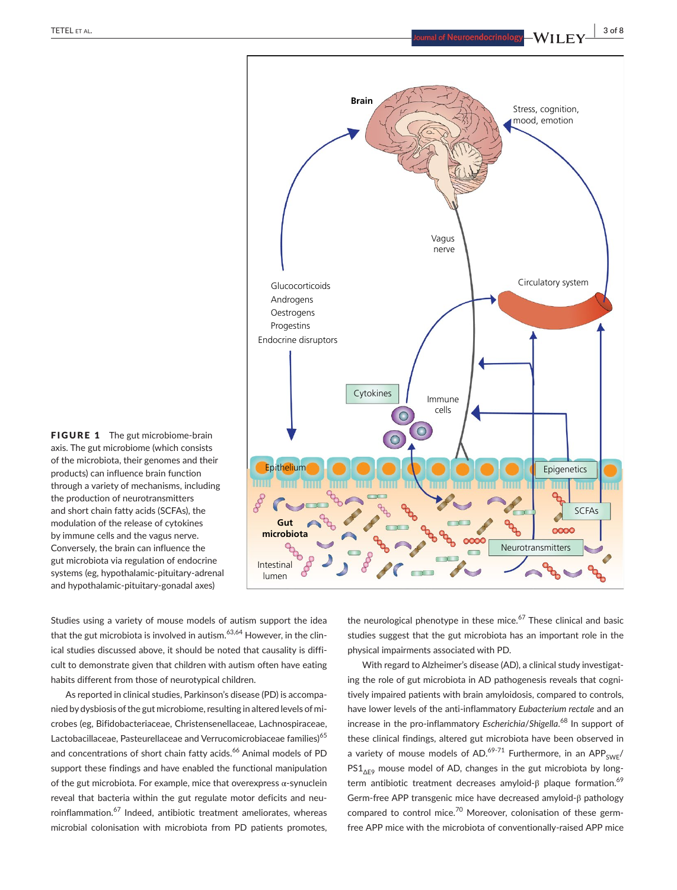**FIGURE 1** The gut microbiome-brain axis. The gut microbiome (which consists of the microbiota, their genomes and their products) can influence brain function through a variety of mechanisms, including the production of neurotransmitters and short chain fatty acids (SCFAs), the modulation of the release of cytokines by immune cells and the vagus nerve. Conversely, the brain can influence the gut microbiota via regulation of endocrine systems (eg, hypothalamic-pituitary-adrenal and hypothalamic-pituitary-gonadal axes)

Studies using a variety of mouse models of autism support the idea that the gut microbiota is involved in autism.[63,64] However, in the clinical studies discussed above, it should be noted that causality is difficult to demonstrate given that children with autism often have eating habits different from those of neurotypical children.

As reported in clinical studies, Parkinson's disease (PD) is accompanied by dysbiosis of the gut microbiome, resulting in altered levels of microbes (eg, Bifidobacteriaceae, Christensenellaceae, Lachnospiraceae, Lactobacillaceae, Pasteurellaceae and Verrucomicrobiaceae families)[65] and concentrations of short chain fatty acids.[66] Animal models of PD support these findings and have enabled the functional manipulation of the gut microbiota. For example, mice that overexpress α-synuclein reveal that bacteria within the gut regulate motor deficits and neuroinflammation.[67] Indeed, antibiotic treatment ameliorates, whereas microbial colonisation with microbiota from PD patients promotes, the neurological phenotype in these mice.[67] These clinical and basic studies suggest that the gut microbiota has an important role in the physical impairments associated with PD.

With regard to Alzheimer's disease (AD), a clinical study investigating the role of gut microbiota in AD pathogenesis reveals that cognitively impaired patients with brain amyloidosis, compared to controls, have lower levels of the anti-inflammatory *Eubacterium rectale* and an increase in the pro-inflammatory *Escherichia*/*Shigella*.[68] In support of these clinical findings, altered gut microbiota have been observed in a variety of mouse models of AD.[69-71] Furthermore, in an $APP_{SWE}$/$PS1_{\Delta E9}$ mouse model of AD, changes in the gut microbiota by long-term antibiotic treatment decreases amyloid-β plaque formation.[69] Germ-free APP transgenic mice have decreased amyloid-β pathology compared to control mice.[70] Moreover, colonisation of these germ-free APP mice with the microbiota of conventionally-raised APP mice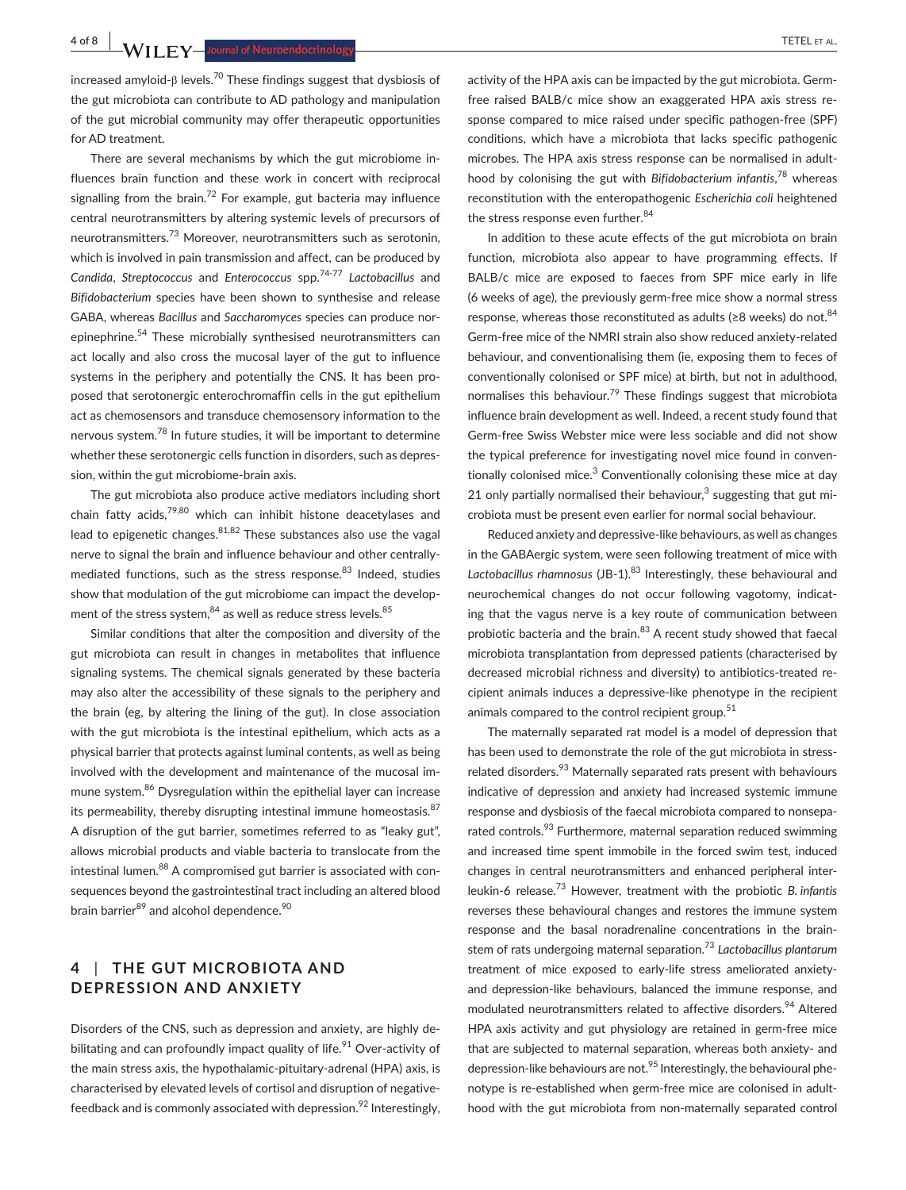increased amyloid-β levels.[70] These findings suggest that dysbiosis of the gut microbiota can contribute to AD pathology and manipulation of the gut microbial community may offer therapeutic opportunities for AD treatment.

There are several mechanisms by which the gut microbiome influences brain function and these work in concert with reciprocal signalling from the brain.[72] For example, gut bacteria may influence central neurotransmitters by altering systemic levels of precursors of neurotransmitters.[73] Moreover, neurotransmitters such as serotonin, which is involved in pain transmission and affect, can be produced by *Candida*, *Streptococcus* and *Enterococcus* spp.[74-77] *Lactobacillus* and *Bifidobacterium* species have been shown to synthesise and release GABA, whereas *Bacillus* and *Saccharomyces* species can produce norepinephrine.[54] These microbially synthesised neurotransmitters can act locally and also cross the mucosal layer of the gut to influence systems in the periphery and potentially the CNS. It has been proposed that serotonergic enterochromaffin cells in the gut epithelium act as chemosensors and transduce chemosensory information to the nervous system.[78] In future studies, it will be important to determine whether these serotonergic cells function in disorders, such as depression, within the gut microbiome-brain axis.

The gut microbiota also produce active mediators including short chain fatty acids,[79,80] which can inhibit histone deacetylases and lead to epigenetic changes.[81,82] These substances also use the vagal nerve to signal the brain and influence behaviour and other centrally-mediated functions, such as the stress response.[83] Indeed, studies show that modulation of the gut microbiome can impact the development of the stress system,[84] as well as reduce stress levels.[85]

Similar conditions that alter the composition and diversity of the gut microbiota can result in changes in metabolites that influence signaling systems. The chemical signals generated by these bacteria may also alter the accessibility of these signals to the periphery and the brain (eg, by altering the lining of the gut). In close association with the gut microbiota is the intestinal epithelium, which acts as a physical barrier that protects against luminal contents, as well as being involved with the development and maintenance of the mucosal immune system.[86] Dysregulation within the epithelial layer can increase its permeability, thereby disrupting intestinal immune homeostasis.[87] A disruption of the gut barrier, sometimes referred to as "leaky gut", allows microbial products and viable bacteria to translocate from the intestinal lumen.[88] A compromised gut barrier is associated with consequences beyond the gastrointestinal tract including an altered blood brain barrier[89] and alcohol dependence.[90]

## 4 | THE GUT MICROBIOTA AND DEPRESSION AND ANXIETY

Disorders of the CNS, such as depression and anxiety, are highly debilitating and can profoundly impact quality of life.[91] Over-activity of the main stress axis, the hypothalamic-pituitary-adrenal (HPA) axis, is characterised by elevated levels of cortisol and disruption of negative-feedback and is commonly associated with depression.[92] Interestingly, activity of the HPA axis can be impacted by the gut microbiota. Germ-free raised BALB/c mice show an exaggerated HPA axis stress response compared to mice raised under specific pathogen-free (SPF) conditions, which have a microbiota that lacks specific pathogenic microbes. The HPA axis stress response can be normalised in adulthood by colonising the gut with *Bifidobacterium infantis*,[78] whereas reconstitution with the enteropathogenic *Escherichia coli* heightened the stress response even further.[84]

In addition to these acute effects of the gut microbiota on brain function, microbiota also appear to have programming effects. If BALB/c mice are exposed to faeces from SPF mice early in life (6 weeks of age), the previously germ-free mice show a normal stress response, whereas those reconstituted as adults (≥8 weeks) do not.[84] Germ-free mice of the NMRI strain also show reduced anxiety-related behaviour, and conventionalising them (ie, exposing them to feces of conventionally colonised or SPF mice) at birth, but not in adulthood, normalises this behaviour.[79] These findings suggest that microbiota influence brain development as well. Indeed, a recent study found that Germ-free Swiss Webster mice were less sociable and did not show the typical preference for investigating novel mice found in conventionally colonised mice.[3] Conventionally colonising these mice at day 21 only partially normalised their behaviour,[3] suggesting that gut microbiota must be present even earlier for normal social behaviour.

Reduced anxiety and depressive-like behaviours, as well as changes in the GABAergic system, were seen following treatment of mice with *Lactobacillus rhamnosus* (JB-1).[83] Interestingly, these behavioural and neurochemical changes do not occur following vagotomy, indicating that the vagus nerve is a key route of communication between probiotic bacteria and the brain.[83] A recent study showed that faecal microbiota transplantation from depressed patients (characterised by decreased microbial richness and diversity) to antibiotics-treated recipient animals induces a depressive-like phenotype in the recipient animals compared to the control recipient group.[51]

The maternally separated rat model is a model of depression that has been used to demonstrate the role of the gut microbiota in stress-related disorders.[93] Maternally separated rats present with behaviours indicative of depression and anxiety had increased systemic immune response and dysbiosis of the faecal microbiota compared to nonseparated controls.[93] Furthermore, maternal separation reduced swimming and increased time spent immobile in the forced swim test, induced changes in central neurotransmitters and enhanced peripheral interleukin-6 release.[73] However, treatment with the probiotic *B. infantis* reverses these behavioural changes and restores the immune system response and the basal noradrenaline concentrations in the brainstem of rats undergoing maternal separation.[73] *Lactobacillus plantarum* treatment of mice exposed to early-life stress ameliorated anxiety- and depression-like behaviours, balanced the immune response, and modulated neurotransmitters related to affective disorders.[94] Altered HPA axis activity and gut physiology are retained in germ-free mice that are subjected to maternal separation, whereas both anxiety- and depression-like behaviours are not.[95] Interestingly, the behavioural phenotype is re-established when germ-free mice are colonised in adulthood with the gut microbiota from non-maternally separated control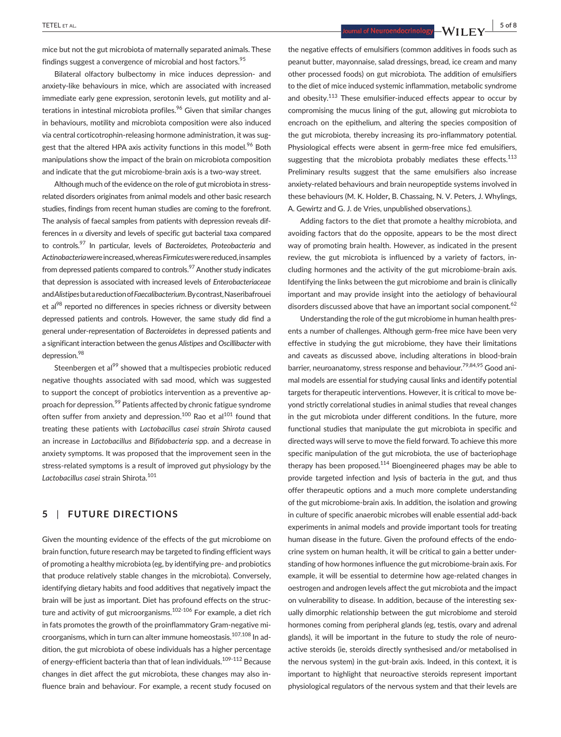mice but not the gut microbiota of maternally separated animals. These findings suggest a convergence of microbial and host factors.[95]

Bilateral olfactory bulbectomy in mice induces depression- and anxiety-like behaviours in mice, which are associated with increased immediate early gene expression, serotonin levels, gut motility and alterations in intestinal microbiota profiles.[96] Given that similar changes in behaviours, motility and microbiota composition were also induced via central corticotrophin-releasing hormone administration, it was suggest that the altered HPA axis activity functions in this model.[96] Both manipulations show the impact of the brain on microbiota composition and indicate that the gut microbiome-brain axis is a two-way street.

Although much of the evidence on the role of gut microbiota in stress-related disorders originates from animal models and other basic research studies, findings from recent human studies are coming to the forefront. The analysis of faecal samples from patients with depression reveals differences in α diversity and levels of specific gut bacterial taxa compared to controls.[97] In particular, levels of *Bacteroidetes, Proteobacteria* and *Actinobacteria* were increased, whereas *Firmicutes* were reduced, in samples from depressed patients compared to controls.[97] Another study indicates that depression is associated with increased levels of *Enterobacteriaceae* and *Alistipes* but a reduction of *Faecalibacterium*. By contrast, Naseribafrouei et al[98] reported no differences in species richness or diversity between depressed patients and controls. However, the same study did find a general under-representation of *Bacteroidetes* in depressed patients and a significant interaction between the genus *Alistipes* and *Oscillibacter* with depression.[98]

Steenbergen et al[99] showed that a multispecies probiotic reduced negative thoughts associated with sad mood, which was suggested to support the concept of probiotics intervention as a preventive approach for depression.[99] Patients affected by chronic fatigue syndrome often suffer from anxiety and depression.[100] Rao et al[101] found that treating these patients with *Lactobacillus casei strain Shirota* caused an increase in *Lactobacillus* and *Bifidobacteria* spp. and a decrease in anxiety symptoms. It was proposed that the improvement seen in the stress-related symptoms is a result of improved gut physiology by the *Lactobacillus casei* strain Shirota.[101]

## 5 | FUTURE DIRECTIONS

Given the mounting evidence of the effects of the gut microbiome on brain function, future research may be targeted to finding efficient ways of promoting a healthy microbiota (eg, by identifying pre- and probiotics that produce relatively stable changes in the microbiota). Conversely, identifying dietary habits and food additives that negatively impact the brain will be just as important. Diet has profound effects on the structure and activity of gut microorganisms.[102-106] For example, a diet rich in fats promotes the growth of the proinflammatory Gram-negative microorganisms, which in turn can alter immune homeostasis.[107,108] In addition, the gut microbiota of obese individuals has a higher percentage of energy-efficient bacteria than that of lean individuals.[109-112] Because changes in diet affect the gut microbiota, these changes may also influence brain and behaviour. For example, a recent study focused on the negative effects of emulsifiers (common additives in foods such as peanut butter, mayonnaise, salad dressings, bread, ice cream and many other processed foods) on gut microbiota. The addition of emulsifiers to the diet of mice induced systemic inflammation, metabolic syndrome and obesity.[113] These emulsifier-induced effects appear to occur by compromising the mucus lining of the gut, allowing gut microbiota to encroach on the epithelium, and altering the species composition of the gut microbiota, thereby increasing its pro-inflammatory potential. Physiological effects were absent in germ-free mice fed emulsifiers, suggesting that the microbiota probably mediates these effects.[113] Preliminary results suggest that the same emulsifiers also increase anxiety-related behaviours and brain neuropeptide systems involved in these behaviours (M. K. Holder, B. Chassaing, N. V. Peters, J. Whylings, A. Gewirtz and G. J. de Vries, unpublished observations.).

Adding factors to the diet that promote a healthy microbiota, and avoiding factors that do the opposite, appears to be the most direct way of promoting brain health. However, as indicated in the present review, the gut microbiota is influenced by a variety of factors, including hormones and the activity of the gut microbiome-brain axis. Identifying the links between the gut microbiome and brain is clinically important and may provide insight into the aetiology of behavioural disorders discussed above that have an important social component.[62]

Understanding the role of the gut microbiome in human health presents a number of challenges. Although germ-free mice have been very effective in studying the gut microbiome, they have their limitations and caveats as discussed above, including alterations in blood-brain barrier, neuroanatomy, stress response and behaviour.[79,84,95] Good animal models are essential for studying causal links and identify potential targets for therapeutic interventions. However, it is critical to move beyond strictly correlational studies in animal studies that reveal changes in the gut microbiota under different conditions. In the future, more functional studies that manipulate the gut microbiota in specific and directed ways will serve to move the field forward. To achieve this more specific manipulation of the gut microbiota, the use of bacteriophage therapy has been proposed.[114] Bioengineered phages may be able to provide targeted infection and lysis of bacteria in the gut, and thus offer therapeutic options and a much more complete understanding of the gut microbiome-brain axis. In addition, the isolation and growing in culture of specific anaerobic microbes will enable essential add-back experiments in animal models and provide important tools for treating human disease in the future. Given the profound effects of the endocrine system on human health, it will be critical to gain a better understanding of how hormones influence the gut microbiome-brain axis. For example, it will be essential to determine how age-related changes in oestrogen and androgen levels affect the gut microbiota and the impact on vulnerability to disease. In addition, because of the interesting sexually dimorphic relationship between the gut microbiome and steroid hormones coming from peripheral glands (eg, testis, ovary and adrenal glands), it will be important in the future to study the role of neuroactive steroids (ie, steroids directly synthesised and/or metabolised in the nervous system) in the gut-brain axis. Indeed, in this context, it is important to highlight that neuroactive steroids represent important physiological regulators of the nervous system and that their levels are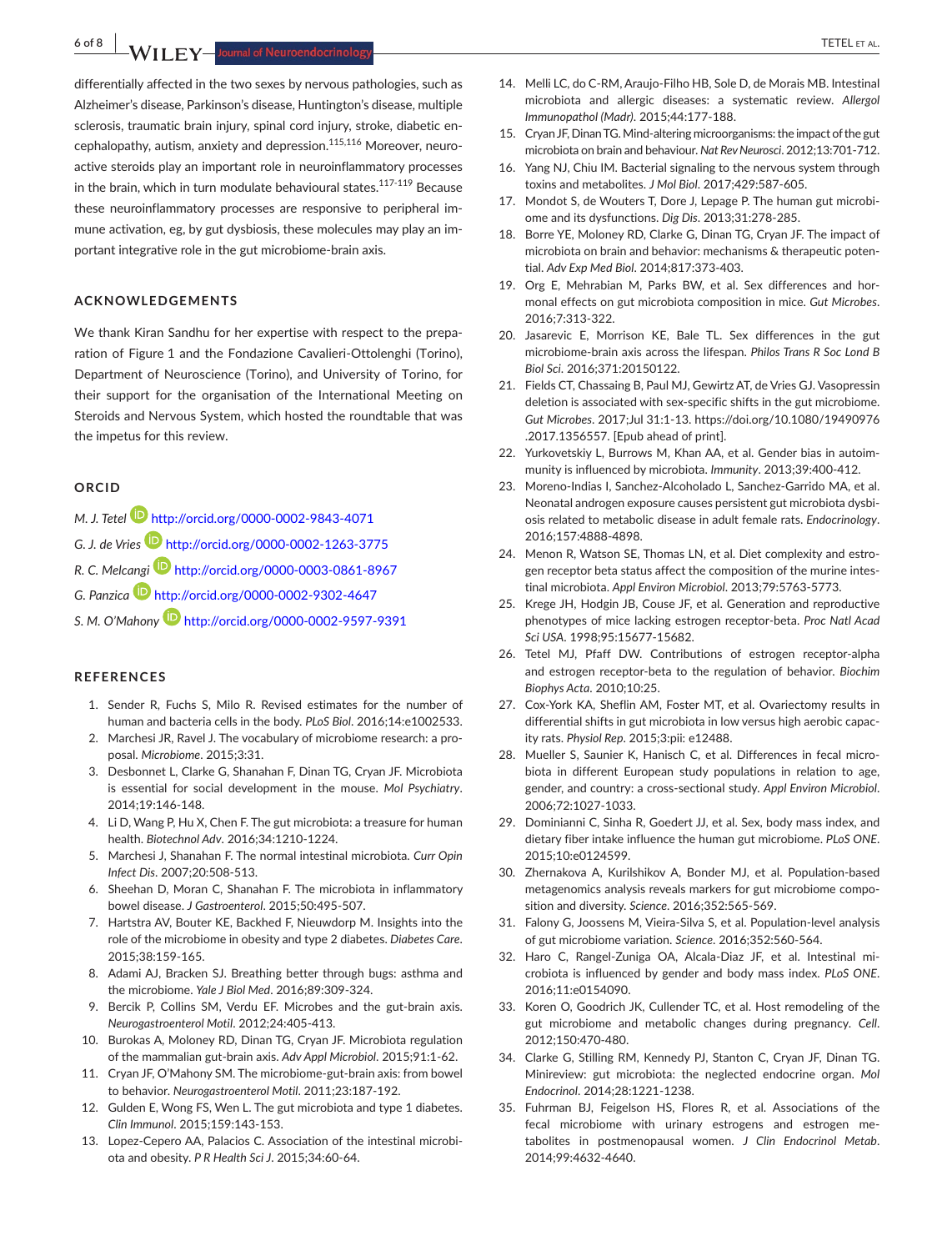differentially affected in the two sexes by nervous pathologies, such as Alzheimer's disease, Parkinson's disease, Huntington's disease, multiple sclerosis, traumatic brain injury, spinal cord injury, stroke, diabetic encephalopathy, anxiety, autism, anxiety and depression.[115,116] Moreover, neuroactive steroids play an important role in neuroinflammatory processes in the brain, which in turn modulate behavioural states.[117-119] Because these neuroinflammatory processes are responsive to peripheral immune activation, eg, by gut dysbiosis, these molecules may play an important integrative role in the gut microbiome-brain axis.

## ACKNOWLEDGEMENTS

We thank Kiran Sandhu for her expertise with respect to the preparation of Figure 1 and the Fondazione Cavalieri-Ottolenghi (Torino), Department of Neuroscience (Torino), and University of Torino, for their support for the organisation of the International Meeting on Steroids and Nervous System, which hosted the roundtable that was the impetus for this review.

## ORCID

*M. J. Tetel* http://orcid.org/0000-0002-9843-4071

*G. J. de Vries* http://orcid.org/0000-0002-1263-3775

*R. C. Melcangi* http://orcid.org/0000-0003-0861-8967

*G. Panzica* http://orcid.org/0000-0002-9302-4647

*S. M. O'Mahony* http://orcid.org/0000-0002-9597-9391

## REFERENCES

1. Sender R, Fuchs S, Milo R. Revised estimates for the number of human and bacteria cells in the body. *PLoS Biol*. 2016;14:e1002533.
2. Marchesi JR, Ravel J. The vocabulary of microbiome research: a proposal. *Microbiome*. 2015;3:31.
3. Desbonnet L, Clarke G, Shanahan F, Dinan TG, Cryan JF. Microbiota is essential for social development in the mouse. *Mol Psychiatry*. 2014;19:146-148.
4. Li D, Wang P, Hu X, Chen F. The gut microbiota: a treasure for human health. *Biotechnol Adv*. 2016;34:1210-1224.
5. Marchesi J, Shanahan F. The normal intestinal microbiota. *Curr Opin Infect Dis*. 2007;20:508-513.
6. Sheehan D, Moran C, Shanahan F. The microbiota in inflammatory bowel disease. *J Gastroenterol*. 2015;50:495-507.
7. Hartstra AV, Bouter KE, Backhed F, Nieuwdorp M. Insights into the role of the microbiome in obesity and type 2 diabetes. *Diabetes Care*. 2015;38:159-165.
8. Adami AJ, Bracken SJ. Breathing better through bugs: asthma and the microbiome. *Yale J Biol Med*. 2016;89:309-324.
9. Bercik P, Collins SM, Verdu EF. Microbes and the gut-brain axis. *Neurogastroenterol Motil*. 2012;24:405-413.
10. Burokas A, Moloney RD, Dinan TG, Cryan JF. Microbiota regulation of the mammalian gut-brain axis. *Adv Appl Microbiol*. 2015;91:1-62.
11. Cryan JF, O'Mahony SM. The microbiome-gut-brain axis: from bowel to behavior. *Neurogastroenterol Motil*. 2011;23:187-192.
12. Gulden E, Wong FS, Wen L. The gut microbiota and type 1 diabetes. *Clin Immunol*. 2015;159:143-153.
13. Lopez-Cepero AA, Palacios C. Association of the intestinal microbiota and obesity. *P R Health Sci J*. 2015;34:60-64.
14. Melli LC, do C-RM, Araujo-Filho HB, Sole D, de Morais MB. Intestinal microbiota and allergic diseases: a systematic review. *Allergol Immunopathol (Madr)*. 2015;44:177-188.
15. Cryan JF, Dinan TG. Mind-altering microorganisms: the impact of the gut microbiota on brain and behaviour. *Nat Rev Neurosci*. 2012;13:701-712.
16. Yang NJ, Chiu IM. Bacterial signaling to the nervous system through toxins and metabolites. *J Mol Biol*. 2017;429:587-605.
17. Mondot S, de Wouters T, Dore J, Lepage P. The human gut microbiome and its dysfunctions. *Dig Dis*. 2013;31:278-285.
18. Borre YE, Moloney RD, Clarke G, Dinan TG, Cryan JF. The impact of microbiota on brain and behavior: mechanisms & therapeutic potential. *Adv Exp Med Biol*. 2014;817:373-403.
19. Org E, Mehrabian M, Parks BW, et al. Sex differences and hormonal effects on gut microbiota composition in mice. *Gut Microbes*. 2016;7:313-322.
20. Jasarevic E, Morrison KE, Bale TL. Sex differences in the gut microbiome-brain axis across the lifespan. *Philos Trans R Soc Lond B Biol Sci*. 2016;371:20150122.
21. Fields CT, Chassaing B, Paul MJ, Gewirtz AT, de Vries GJ. Vasopressin deletion is associated with sex-specific shifts in the gut microbiome. *Gut Microbes*. 2017;Jul 31:1-13. https://doi.org/10.1080/19490976.2017.1356557. [Epub ahead of print].
22. Yurkovetskiy L, Burrows M, Khan AA, et al. Gender bias in autoimmunity is influenced by microbiota. *Immunity*. 2013;39:400-412.
23. Moreno-Indias I, Sanchez-Alcoholado L, Sanchez-Garrido MA, et al. Neonatal androgen exposure causes persistent gut microbiota dysbiosis related to metabolic disease in adult female rats. *Endocrinology*. 2016;157:4888-4898.
24. Menon R, Watson SE, Thomas LN, et al. Diet complexity and estrogen receptor beta status affect the composition of the murine intestinal microbiota. *Appl Environ Microbiol*. 2013;79:5763-5773.
25. Krege JH, Hodgin JB, Couse JF, et al. Generation and reproductive phenotypes of mice lacking estrogen receptor-beta. *Proc Natl Acad Sci USA*. 1998;95:15677-15682.
26. Tetel MJ, Pfaff DW. Contributions of estrogen receptor-alpha and estrogen receptor-beta to the regulation of behavior. *Biochim Biophys Acta*. 2010;10:25.
27. Cox-York KA, Sheflin AM, Foster MT, et al. Ovariectomy results in differential shifts in gut microbiota in low versus high aerobic capacity rats. *Physiol Rep*. 2015;3:pii: e12488.
28. Mueller S, Saunier K, Hanisch C, et al. Differences in fecal microbiota in different European study populations in relation to age, gender, and country: a cross-sectional study. *Appl Environ Microbiol*. 2006;72:1027-1033.
29. Dominianni C, Sinha R, Goedert JJ, et al. Sex, body mass index, and dietary fiber intake influence the human gut microbiome. *PLoS ONE*. 2015;10:e0124599.
30. Zhernakova A, Kurilshikov A, Bonder MJ, et al. Population-based metagenomics analysis reveals markers for gut microbiome composition and diversity. *Science*. 2016;352:565-569.
31. Falony G, Joossens M, Vieira-Silva S, et al. Population-level analysis of gut microbiome variation. *Science*. 2016;352:560-564.
32. Haro C, Rangel-Zuniga OA, Alcala-Diaz JF, et al. Intestinal microbiota is influenced by gender and body mass index. *PLoS ONE*. 2016;11:e0154090.
33. Koren O, Goodrich JK, Cullender TC, et al. Host remodeling of the gut microbiome and metabolic changes during pregnancy. *Cell*. 2012;150:470-480.
34. Clarke G, Stilling RM, Kennedy PJ, Stanton C, Cryan JF, Dinan TG. Minireview: gut microbiota: the neglected endocrine organ. *Mol Endocrinol*. 2014;28:1221-1238.
35. Fuhrman BJ, Feigelson HS, Flores R, et al. Associations of the fecal microbiome with urinary estrogens and estrogen metabolites in postmenopausal women. *J Clin Endocrinol Metab*. 2014;99:4632-4640.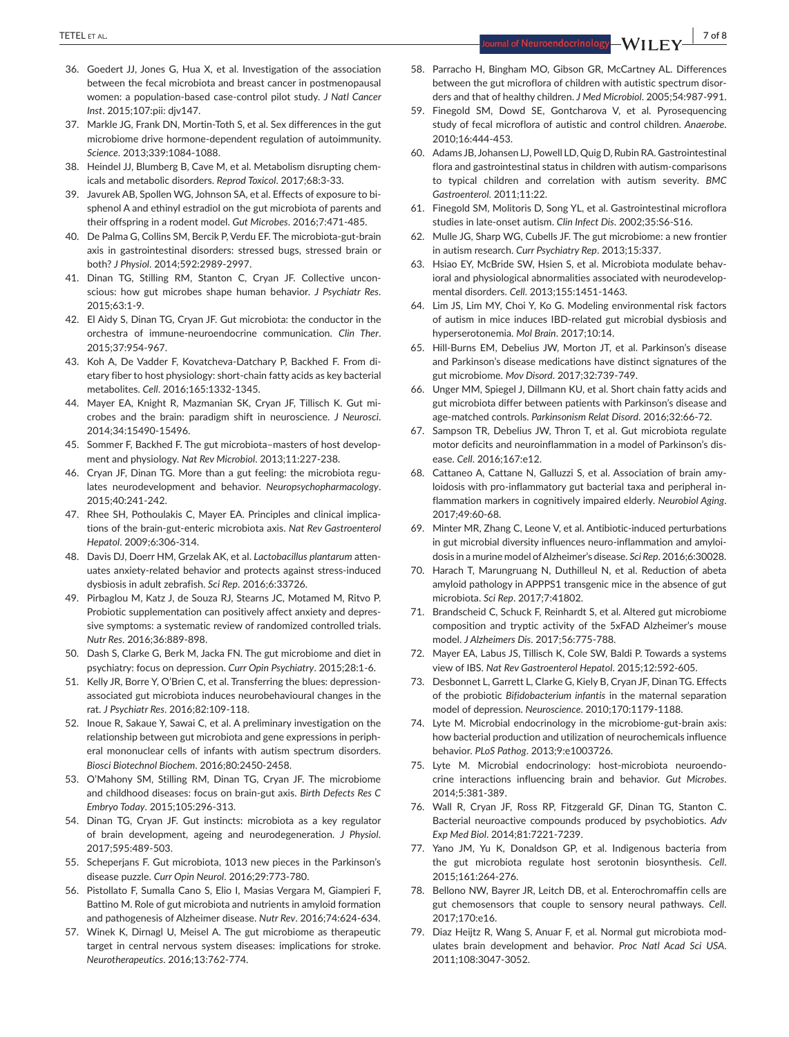36. Goedert JJ, Jones G, Hua X, et al. Investigation of the association between the fecal microbiota and breast cancer in postmenopausal women: a population-based case-control pilot study. *J Natl Cancer Inst*. 2015;107:pii: djv147.
37. Markle JG, Frank DN, Mortin-Toth S, et al. Sex differences in the gut microbiome drive hormone-dependent regulation of autoimmunity. *Science*. 2013;339:1084-1088.
38. Heindel JJ, Blumberg B, Cave M, et al. Metabolism disrupting chemicals and metabolic disorders. *Reprod Toxicol*. 2017;68:3-33.
39. Javurek AB, Spollen WG, Johnson SA, et al. Effects of exposure to bisphenol A and ethinyl estradiol on the gut microbiota of parents and their offspring in a rodent model. *Gut Microbes*. 2016;7:471-485.
40. De Palma G, Collins SM, Bercik P, Verdu EF. The microbiota-gut-brain axis in gastrointestinal disorders: stressed bugs, stressed brain or both? *J Physiol*. 2014;592:2989-2997.
41. Dinan TG, Stilling RM, Stanton C, Cryan JF. Collective unconscious: how gut microbes shape human behavior. *J Psychiatr Res*. 2015;63:1-9.
42. El Aidy S, Dinan TG, Cryan JF. Gut microbiota: the conductor in the orchestra of immune-neuroendocrine communication. *Clin Ther*. 2015;37:954-967.
43. Koh A, De Vadder F, Kovatcheva-Datchary P, Backhed F. From dietary fiber to host physiology: short-chain fatty acids as key bacterial metabolites. *Cell*. 2016;165:1332-1345.
44. Mayer EA, Knight R, Mazmanian SK, Cryan JF, Tillisch K. Gut microbes and the brain: paradigm shift in neuroscience. *J Neurosci*. 2014;34:15490-15496.
45. Sommer F, Backhed F. The gut microbiota–masters of host development and physiology. *Nat Rev Microbiol*. 2013;11:227-238.
46. Cryan JF, Dinan TG. More than a gut feeling: the microbiota regulates neurodevelopment and behavior. *Neuropsychopharmacology*. 2015;40:241-242.
47. Rhee SH, Pothoulakis C, Mayer EA. Principles and clinical implications of the brain-gut-enteric microbiota axis. *Nat Rev Gastroenterol Hepatol*. 2009;6:306-314.
48. Davis DJ, Doerr HM, Grzelak AK, et al. *Lactobacillus plantarum* attenuates anxiety-related behavior and protects against stress-induced dysbiosis in adult zebrafish. *Sci Rep*. 2016;6:33726.
49. Pirbaglou M, Katz J, de Souza RJ, Stearns JC, Motamed M, Ritvo P. Probiotic supplementation can positively affect anxiety and depressive symptoms: a systematic review of randomized controlled trials. *Nutr Res*. 2016;36:889-898.
50. Dash S, Clarke G, Berk M, Jacka FN. The gut microbiome and diet in psychiatry: focus on depression. *Curr Opin Psychiatry*. 2015;28:1-6.
51. Kelly JR, Borre Y, O'Brien C, et al. Transferring the blues: depression-associated gut microbiota induces neurobehavioural changes in the rat. *J Psychiatr Res*. 2016;82:109-118.
52. Inoue R, Sakaue Y, Sawai C, et al. A preliminary investigation on the relationship between gut microbiota and gene expressions in peripheral mononuclear cells of infants with autism spectrum disorders. *Biosci Biotechnol Biochem*. 2016;80:2450-2458.
53. O'Mahony SM, Stilling RM, Dinan TG, Cryan JF. The microbiome and childhood diseases: focus on brain-gut axis. *Birth Defects Res C Embryo Today*. 2015;105:296-313.
54. Dinan TG, Cryan JF. Gut instincts: microbiota as a key regulator of brain development, ageing and neurodegeneration. *J Physiol*. 2017;595:489-503.
55. Scheperjans F. Gut microbiota, 1013 new pieces in the Parkinson's disease puzzle. *Curr Opin Neurol*. 2016;29:773-780.
56. Pistollato F, Sumalla Cano S, Elio I, Masias Vergara M, Giampieri F, Battino M. Role of gut microbiota and nutrients in amyloid formation and pathogenesis of Alzheimer disease. *Nutr Rev*. 2016;74:624-634.
57. Winek K, Dirnagl U, Meisel A. The gut microbiome as therapeutic target in central nervous system diseases: implications for stroke. *Neurotherapeutics*. 2016;13:762-774.
58. Parracho H, Bingham MO, Gibson GR, McCartney AL. Differences between the gut microflora of children with autistic spectrum disorders and that of healthy children. *J Med Microbiol*. 2005;54:987-991.
59. Finegold SM, Dowd SE, Gontcharova V, et al. Pyrosequencing study of fecal microflora of autistic and control children. *Anaerobe*. 2010;16:444-453.
60. Adams JB, Johansen LJ, Powell LD, Quig D, Rubin RA. Gastrointestinal flora and gastrointestinal status in children with autism-comparisons to typical children and correlation with autism severity. *BMC Gastroenterol*. 2011;11:22.
61. Finegold SM, Molitoris D, Song YL, et al. Gastrointestinal microflora studies in late-onset autism. *Clin Infect Dis*. 2002;35:S6-S16.
62. Mulle JG, Sharp WG, Cubells JF. The gut microbiome: a new frontier in autism research. *Curr Psychiatry Rep*. 2013;15:337.
63. Hsiao EY, McBride SW, Hsien S, et al. Microbiota modulate behavioral and physiological abnormalities associated with neurodevelopmental disorders. *Cell*. 2013;155:1451-1463.
64. Lim JS, Lim MY, Choi Y, Ko G. Modeling environmental risk factors of autism in mice induces IBD-related gut microbial dysbiosis and hyperserotonemia. *Mol Brain*. 2017;10:14.
65. Hill-Burns EM, Debelius JW, Morton JT, et al. Parkinson's disease and Parkinson's disease medications have distinct signatures of the gut microbiome. *Mov Disord*. 2017;32:739-749.
66. Unger MM, Spiegel J, Dillmann KU, et al. Short chain fatty acids and gut microbiota differ between patients with Parkinson's disease and age-matched controls. *Parkinsonism Relat Disord*. 2016;32:66-72.
67. Sampson TR, Debelius JW, Thron T, et al. Gut microbiota regulate motor deficits and neuroinflammation in a model of Parkinson's disease. *Cell*. 2016;167:e12.
68. Cattaneo A, Cattane N, Galluzzi S, et al. Association of brain amyloidosis with pro-inflammatory gut bacterial taxa and peripheral inflammation markers in cognitively impaired elderly. *Neurobiol Aging*. 2017;49:60-68.
69. Minter MR, Zhang C, Leone V, et al. Antibiotic-induced perturbations in gut microbial diversity influences neuro-inflammation and amyloidosis in a murine model of Alzheimer's disease. *Sci Rep*. 2016;6:30028.
70. Harach T, Marungruang N, Duthilleul N, et al. Reduction of abeta amyloid pathology in APPPS1 transgenic mice in the absence of gut microbiota. *Sci Rep*. 2017;7:41802.
71. Brandscheid C, Schuck F, Reinhardt S, et al. Altered gut microbiome composition and tryptic activity of the 5xFAD Alzheimer's mouse model. *J Alzheimers Dis*. 2017;56:775-788.
72. Mayer EA, Labus JS, Tillisch K, Cole SW, Baldi P. Towards a systems view of IBS. *Nat Rev Gastroenterol Hepatol*. 2015;12:592-605.
73. Desbonnet L, Garrett L, Clarke G, Kiely B, Cryan JF, Dinan TG. Effects of the probiotic *Bifidobacterium infantis* in the maternal separation model of depression. *Neuroscience*. 2010;170:1179-1188.
74. Lyte M. Microbial endocrinology in the microbiome-gut-brain axis: how bacterial production and utilization of neurochemicals influence behavior. *PLoS Pathog*. 2013;9:e1003726.
75. Lyte M. Microbial endocrinology: host-microbiota neuroendocrine interactions influencing brain and behavior. *Gut Microbes*. 2014;5:381-389.
76. Wall R, Cryan JF, Ross RP, Fitzgerald GF, Dinan TG, Stanton C. Bacterial neuroactive compounds produced by psychobiotics. *Adv Exp Med Biol*. 2014;81:7221-7239.
77. Yano JM, Yu K, Donaldson GP, et al. Indigenous bacteria from the gut microbiota regulate host serotonin biosynthesis. *Cell*. 2015;161:264-276.
78. Bellono NW, Bayrer JR, Leitch DB, et al. Enterochromaffin cells are gut chemosensors that couple to sensory neural pathways. *Cell*. 2017;170:e16.
79. Diaz Heijtz R, Wang S, Anuar F, et al. Normal gut microbiota modulates brain development and behavior. *Proc Natl Acad Sci USA*. 2011;108:3047-3052.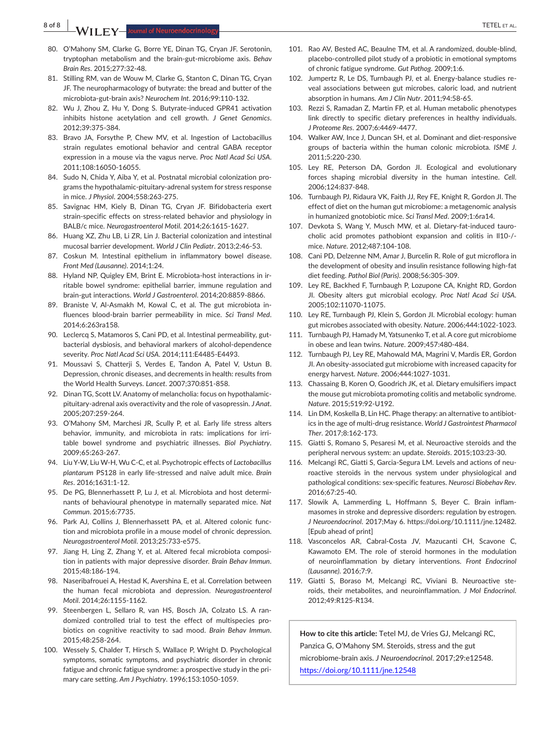80. O'Mahony SM, Clarke G, Borre YE, Dinan TG, Cryan JF. Serotonin, tryptophan metabolism and the brain-gut-microbiome axis. *Behav Brain Res*. 2015;277:32-48.
81. Stilling RM, van de Wouw M, Clarke G, Stanton C, Dinan TG, Cryan JF. The neuropharmacology of butyrate: the bread and butter of the microbiota-gut-brain axis? *Neurochem Int*. 2016;99:110-132.
82. Wu J, Zhou Z, Hu Y, Dong S. Butyrate-induced GPR41 activation inhibits histone acetylation and cell growth. *J Genet Genomics*. 2012;39:375-384.
83. Bravo JA, Forsythe P, Chew MV, et al. Ingestion of Lactobacillus strain regulates emotional behavior and central GABA receptor expression in a mouse via the vagus nerve. *Proc Natl Acad Sci USA*. 2011;108:16050-16055.
84. Sudo N, Chida Y, Aiba Y, et al. Postnatal microbial colonization programs the hypothalamic-pituitary-adrenal system for stress response in mice. *J Physiol*. 2004;558:263-275.
85. Savignac HM, Kiely B, Dinan TG, Cryan JF. Bifidobacteria exert strain-specific effects on stress-related behavior and physiology in BALB/c mice. *Neurogastroenterol Motil*. 2014;26:1615-1627.
86. Huang XZ, Zhu LB, Li ZR, Lin J. Bacterial colonization and intestinal mucosal barrier development. *World J Clin Pediatr*. 2013;2:46-53.
87. Coskun M. Intestinal epithelium in inflammatory bowel disease. *Front Med (Lausanne)*. 2014;1:24.
88. Hyland NP, Quigley EM, Brint E. Microbiota-host interactions in irritable bowel syndrome: epithelial barrier, immune regulation and brain-gut interactions. *World J Gastroenterol*. 2014;20:8859-8866.
89. Braniste V, Al-Asmakh M, Kowal C, et al. The gut microbiota influences blood-brain barrier permeability in mice. *Sci Transl Med*. 2014;6:263ra158.
90. Leclercq S, Matamoros S, Cani PD, et al. Intestinal permeability, gut-bacterial dysbiosis, and behavioral markers of alcohol-dependence severity. *Proc Natl Acad Sci USA*. 2014;111:E4485-E4493.
91. Moussavi S, Chatterji S, Verdes E, Tandon A, Patel V, Ustun B. Depression, chronic diseases, and decrements in health: results from the World Health Surveys. *Lancet*. 2007;370:851-858.
92. Dinan TG, Scott LV. Anatomy of melancholia: focus on hypothalamic-pituitary-adrenal axis overactivity and the role of vasopressin. *J Anat*. 2005;207:259-264.
93. O'Mahony SM, Marchesi JR, Scully P, et al. Early life stress alters behavior, immunity, and microbiota in rats: implications for irritable bowel syndrome and psychiatric illnesses. *Biol Psychiatry*. 2009;65:263-267.
94. Liu Y-W, Liu W-H, Wu C-C, et al. Psychotropic effects of *Lactobacillus plantarum* PS128 in early life-stressed and naïve adult mice. *Brain Res*. 2016;1631:1-12.
95. De PG, Blennerhassett P, Lu J, et al. Microbiota and host determinants of behavioural phenotype in maternally separated mice. *Nat Commun*. 2015;6:7735.
96. Park AJ, Collins J, Blennerhassett PA, et al. Altered colonic function and microbiota profile in a mouse model of chronic depression. *Neurogastroenterol Motil*. 2013;25:733-e575.
97. Jiang H, Ling Z, Zhang Y, et al. Altered fecal microbiota composition in patients with major depressive disorder. *Brain Behav Immun*. 2015;48:186-194.
98. Naseribafrouei A, Hestad K, Avershina E, et al. Correlation between the human fecal microbiota and depression. *Neurogastroenterol Motil*. 2014;26:1155-1162.
99. Steenbergen L, Sellaro R, van HS, Bosch JA, Colzato LS. A randomized controlled trial to test the effect of multispecies probiotics on cognitive reactivity to sad mood. *Brain Behav Immun*. 2015;48:258-264.
100. Wessely S, Chalder T, Hirsch S, Wallace P, Wright D. Psychological symptoms, somatic symptoms, and psychiatric disorder in chronic fatigue and chronic fatigue syndrome: a prospective study in the primary care setting. *Am J Psychiatry*. 1996;153:1050-1059.
101. Rao AV, Bested AC, Beaulne TM, et al. A randomized, double-blind, placebo-controlled pilot study of a probiotic in emotional symptoms of chronic fatigue syndrome. *Gut Pathog*. 2009;1:6.
102. Jumpertz R, Le DS, Turnbaugh PJ, et al. Energy-balance studies reveal associations between gut microbes, caloric load, and nutrient absorption in humans. *Am J Clin Nutr*. 2011;94:58-65.
103. Rezzi S, Ramadan Z, Martin FP, et al. Human metabolic phenotypes link directly to specific dietary preferences in healthy individuals. *J Proteome Res*. 2007;6:4469-4477.
104. Walker AW, Ince J, Duncan SH, et al. Dominant and diet-responsive groups of bacteria within the human colonic microbiota. *ISME J*. 2011;5:220-230.
105. Ley RE, Peterson DA, Gordon JI. Ecological and evolutionary forces shaping microbial diversity in the human intestine. *Cell*. 2006;124:837-848.
106. Turnbaugh PJ, Ridaura VK, Faith JJ, Rey FE, Knight R, Gordon JI. The effect of diet on the human gut microbiome: a metagenomic analysis in humanized gnotobiotic mice. *Sci Transl Med*. 2009;1:6ra14.
107. Devkota S, Wang Y, Musch MW, et al. Dietary-fat-induced taurocholic acid promotes pathobiont expansion and colitis in Il10-/- mice. *Nature*. 2012;487:104-108.
108. Cani PD, Delzenne NM, Amar J, Burcelin R. Role of gut microflora in the development of obesity and insulin resistance following high-fat diet feeding. *Pathol Biol (Paris)*. 2008;56:305-309.
109. Ley RE, Backhed F, Turnbaugh P, Lozupone CA, Knight RD, Gordon JI. Obesity alters gut microbial ecology. *Proc Natl Acad Sci USA*. 2005;102:11070-11075.
110. Ley RE, Turnbaugh PJ, Klein S, Gordon JI. Microbial ecology: human gut microbes associated with obesity. *Nature*. 2006;444:1022-1023.
111. Turnbaugh PJ, Hamady M, Yatsunenko T, et al. A core gut microbiome in obese and lean twins. *Nature*. 2009;457:480-484.
112. Turnbaugh PJ, Ley RE, Mahowald MA, Magrini V, Mardis ER, Gordon JI. An obesity-associated gut microbiome with increased capacity for energy harvest. *Nature*. 2006;444:1027-1031.
113. Chassaing B, Koren O, Goodrich JK, et al. Dietary emulsifiers impact the mouse gut microbiota promoting colitis and metabolic syndrome. *Nature*. 2015;519:92-U192.
114. Lin DM, Koskella B, Lin HC. Phage therapy: an alternative to antibiotics in the age of multi-drug resistance. *World J Gastrointest Pharmacol Ther*. 2017;8:162-173.
115. Giatti S, Romano S, Pesaresi M, et al. Neuroactive steroids and the peripheral nervous system: an update. *Steroids*. 2015;103:23-30.
116. Melcangi RC, Giatti S, Garcia-Segura LM. Levels and actions of neuroactive steroids in the nervous system under physiological and pathological conditions: sex-specific features. *Neurosci Biobehav Rev*. 2016;67:25-40.
117. Slowik A, Lammerding L, Hoffmann S, Beyer C. Brain inflammasomes in stroke and depressive disorders: regulation by estrogen. *J Neuroendocrinol*. 2017;May 6. https://doi.org/10.1111/jne.12482. [Epub ahead of print]
118. Vasconcelos AR, Cabral-Costa JV, Mazucanti CH, Scavone C, Kawamoto EM. The role of steroid hormones in the modulation of neuroinflammation by dietary interventions. *Front Endocrinol (Lausanne)*. 2016;7:9.
119. Giatti S, Boraso M, Melcangi RC, Viviani B. Neuroactive steroids, their metabolites, and neuroinflammation. *J Mol Endocrinol*. 2012;49:R125-R134.

**How to cite this article:** Tetel MJ, de Vries GJ, Melcangi RC, Panzica G, O'Mahony SM. Steroids, stress and the gut microbiome-brain axis. *J Neuroendocrinol*. 2017;29:e12548. https://doi.org/10.1111/jne.12548